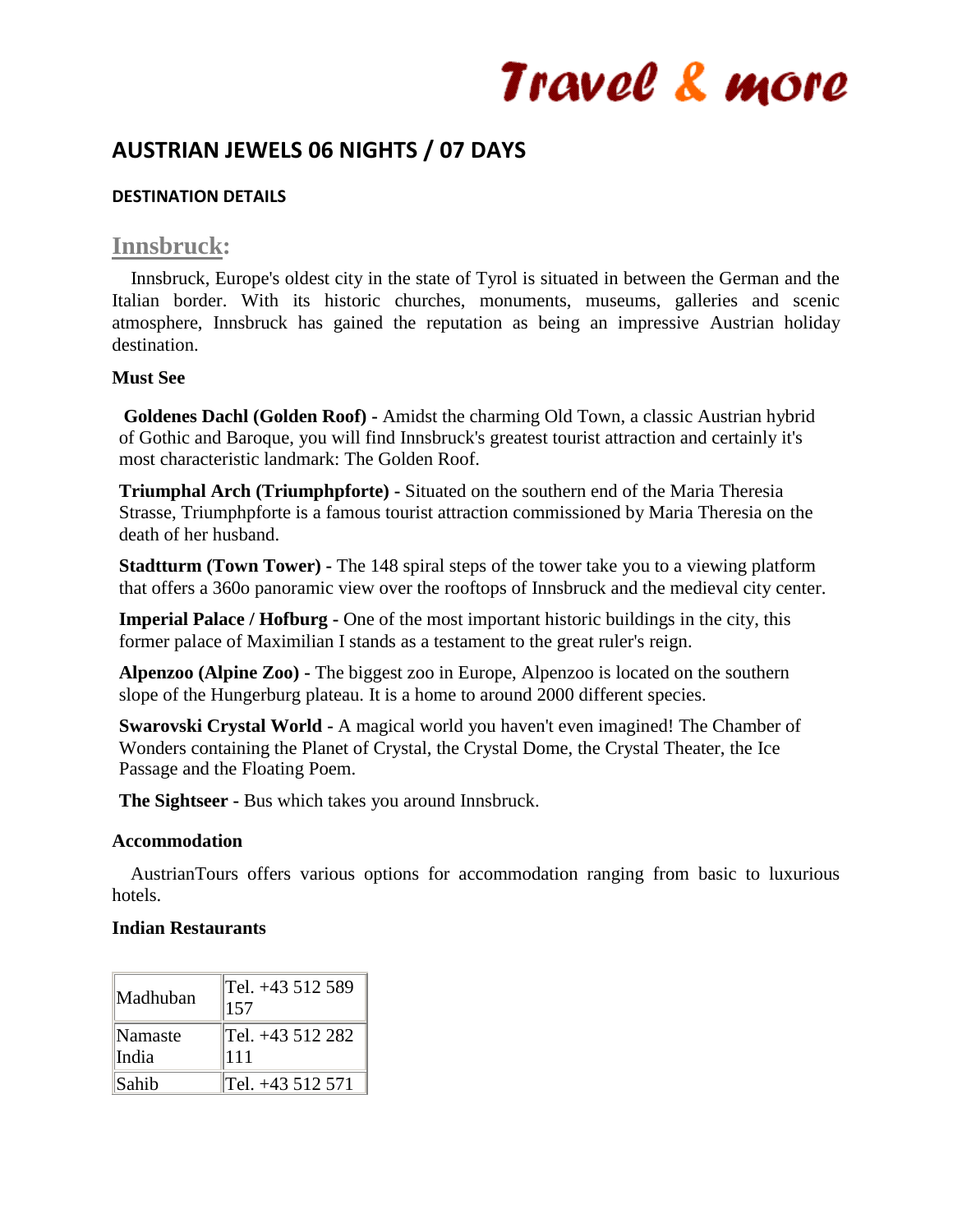# AUSTRIAN JEWELS 06 NIGHTS / 07 DAYS

### DESTINATION DETAILS

## Innsbruck:

Innsbruck, Europe's oldest city in the state of Tyrol is situated in between the German and the Italian border. With its historic churches, monuments, museums, galleries and scenic atmosphere, Innsbruck has gained the reputation as being an impressive Austrian holiday destination.

**Must See**

**Goldenes Dachl (Golden Roof) -** Amidst the charming Old Town, a classic Austrian hybrid of Gothic and Baroque, you will find Innsbruck's greatest tourist attraction and certainly it's most characteristic landmark: The Golden Roof.

**Triumphal Arch (Triumphpforte) -** Situated on the southern end of the Maria Theresia Strasse, Triumphpforte is a famous tourist attraction commissioned by Maria Theresia on the death of her husband.

**Stadtturm (Town Tower) -** The 148 spiral steps of the tower take you to a viewing platform that offers a 360o panoramic view over the rooftops of Innsbruck and the medieval city center.

**Imperial Palace / Hofburg -** One of the most important historic buildings in the city, this former palace of Maximilian I stands as a testament to the great ruler's reign.

**Alpenzoo (Alpine Zoo) -** The biggest zoo in Europe, Alpenzoo is located on the southern slope of the Hungerburg plateau. It is a home to around 2000 different species.

**Swarovski Crystal World -** A magical world you haven't even imagined! The Chamber of Wonders containing the Planet of Crystal, the Crystal Dome, the Crystal Theater, the Ice Passage and the Floating Poem.

**The Sightseer -** Bus which takes you around Innsbruck.

**Accommodation**

AustrianTours offers various options for accommodation ranging from basic to luxurious hotels.

**Indian Restaurants**

| | |
|---|---|
| Madhuban | Tel. +43 512 589 157 |
| Namaste India | Tel. +43 512 282 111 |
| Sahib | Tel. +43 512 571 |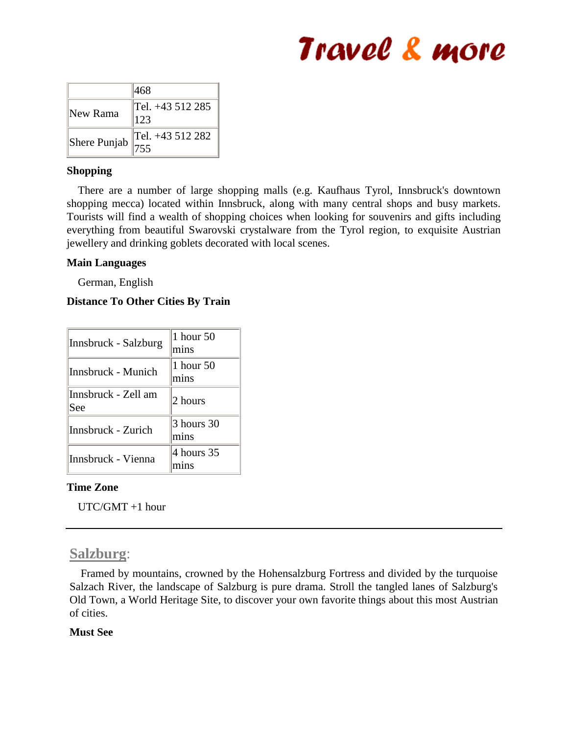|  | 468 |
| --- | --- |
| New Rama | Tel. +43 512 285 123 |
| Shere Punjab | Tel. +43 512 282 755 |

**Shopping**

There are a number of large shopping malls (e.g. Kaufhaus Tyrol, Innsbruck's downtown shopping mecca) located within Innsbruck, along with many central shops and busy markets. Tourists will find a wealth of shopping choices when looking for souvenirs and gifts including everything from beautiful Swarovski crystalware from the Tyrol region, to exquisite Austrian jewellery and drinking goblets decorated with local scenes.

**Main Languages**

German, English

**Distance To Other Cities By Train**

| Route | Time |
| --- | --- |
| Innsbruck - Salzburg | 1 hour 50 mins |
| Innsbruck - Munich | 1 hour 50 mins |
| Innsbruck - Zell am See | 2 hours |
| Innsbruck - Zurich | 3 hours 30 mins |
| Innsbruck - Vienna | 4 hours 35 mins |

**Time Zone**

UTC/GMT +1 hour

---

## Salzburg:

Framed by mountains, crowned by the Hohensalzburg Fortress and divided by the turquoise Salzach River, the landscape of Salzburg is pure drama. Stroll the tangled lanes of Salzburg's Old Town, a World Heritage Site, to discover your own favorite things about this most Austrian of cities.

**Must See**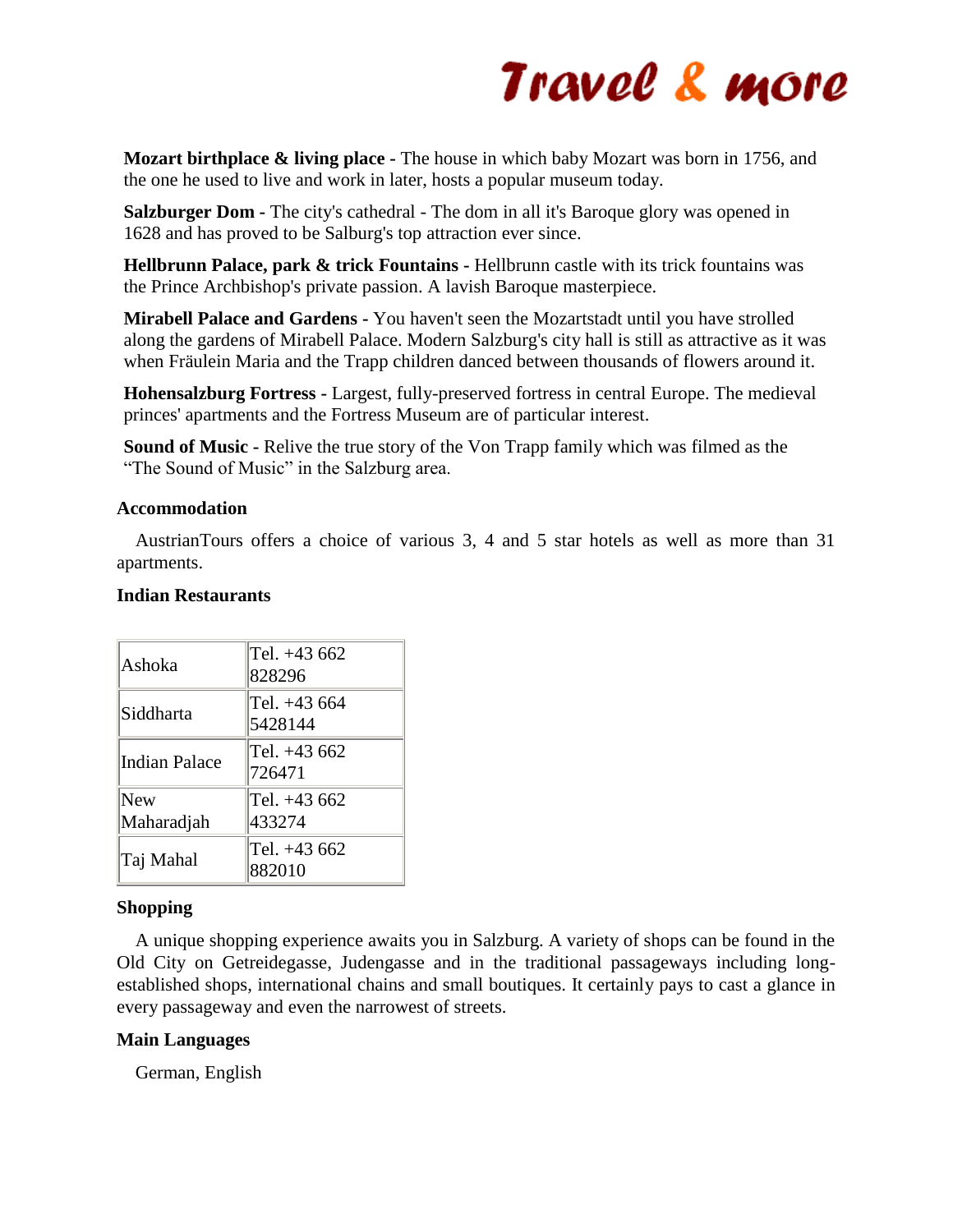**Mozart birthplace & living place -** The house in which baby Mozart was born in 1756, and the one he used to live and work in later, hosts a popular museum today.

**Salzburger Dom -** The city's cathedral - The dom in all it's Baroque glory was opened in 1628 and has proved to be Salburg's top attraction ever since.

**Hellbrunn Palace, park & trick Fountains -** Hellbrunn castle with its trick fountains was the Prince Archbishop's private passion. A lavish Baroque masterpiece.

**Mirabell Palace and Gardens -** You haven't seen the Mozartstadt until you have strolled along the gardens of Mirabell Palace. Modern Salzburg's city hall is still as attractive as it was when Fräulein Maria and the Trapp children danced between thousands of flowers around it.

**Hohensalzburg Fortress -** Largest, fully-preserved fortress in central Europe. The medieval princes' apartments and the Fortress Museum are of particular interest.

**Sound of Music -** Relive the true story of the Von Trapp family which was filmed as the "The Sound of Music" in the Salzburg area.

### Accommodation

AustrianTours offers a choice of various 3, 4 and 5 star hotels as well as more than 31 apartments.

### Indian Restaurants

| | |
|---|---|
| Ashoka | Tel. +43 662 828296 |
| Siddharta | Tel. +43 664 5428144 |
| Indian Palace | Tel. +43 662 726471 |
| New Maharadjah | Tel. +43 662 433274 |
| Taj Mahal | Tel. +43 662 882010 |

### Shopping

A unique shopping experience awaits you in Salzburg. A variety of shops can be found in the Old City on Getreidegasse, Judengasse and in the traditional passageways including long-established shops, international chains and small boutiques. It certainly pays to cast a glance in every passageway and even the narrowest of streets.

### Main Languages

German, English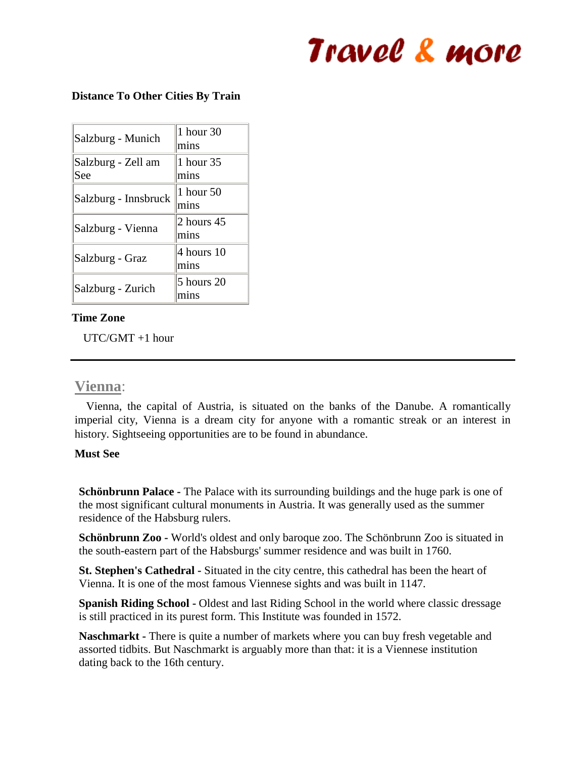**Distance To Other Cities By Train**

| Salzburg - Munich | 1 hour 30 mins |
|---|---|
| Salzburg - Zell am See | 1 hour 35 mins |
| Salzburg - Innsbruck | 1 hour 50 mins |
| Salzburg - Vienna | 2 hours 45 mins |
| Salzburg - Graz | 4 hours 10 mins |
| Salzburg - Zurich | 5 hours 20 mins |

**Time Zone**

UTC/GMT +1 hour

---

## Vienna:

Vienna, the capital of Austria, is situated on the banks of the Danube. A romantically imperial city, Vienna is a dream city for anyone with a romantic streak or an interest in history. Sightseeing opportunities are to be found in abundance.

**Must See**

**Schönbrunn Palace -** The Palace with its surrounding buildings and the huge park is one of the most significant cultural monuments in Austria. It was generally used as the summer residence of the Habsburg rulers.

**Schönbrunn Zoo -** World's oldest and only baroque zoo. The Schönbrunn Zoo is situated in the south-eastern part of the Habsburgs' summer residence and was built in 1760.

**St. Stephen's Cathedral -** Situated in the city centre, this cathedral has been the heart of Vienna. It is one of the most famous Viennese sights and was built in 1147.

**Spanish Riding School -** Oldest and last Riding School in the world where classic dressage is still practiced in its purest form. This Institute was founded in 1572.

**Naschmarkt -** There is quite a number of markets where you can buy fresh vegetable and assorted tidbits. But Naschmarkt is arguably more than that: it is a Viennese institution dating back to the 16th century.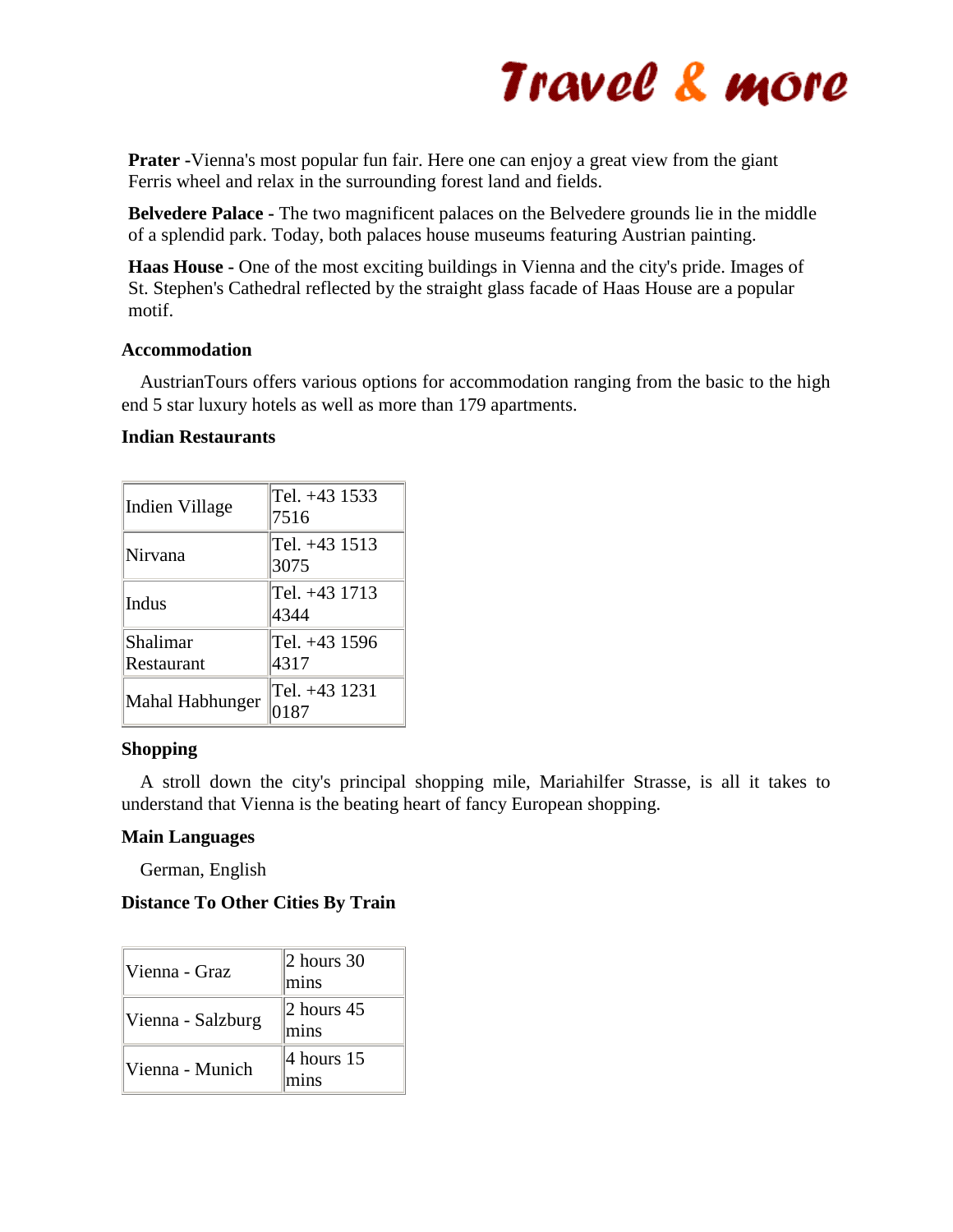**Prater** -Vienna's most popular fun fair. Here one can enjoy a great view from the giant Ferris wheel and relax in the surrounding forest land and fields.

**Belvedere Palace -** The two magnificent palaces on the Belvedere grounds lie in the middle of a splendid park. Today, both palaces house museums featuring Austrian painting.

**Haas House -** One of the most exciting buildings in Vienna and the city's pride. Images of St. Stephen's Cathedral reflected by the straight glass facade of Haas House are a popular motif.

### Accommodation

AustrianTours offers various options for accommodation ranging from the basic to the high end 5 star luxury hotels as well as more than 179 apartments.

### Indian Restaurants

| | |
|---|---|
| Indien Village | Tel. +43 1533 7516 |
| Nirvana | Tel. +43 1513 3075 |
| Indus | Tel. +43 1713 4344 |
| Shalimar Restaurant | Tel. +43 1596 4317 |
| Mahal Habhunger | Tel. +43 1231 0187 |

### Shopping

A stroll down the city's principal shopping mile, Mariahilfer Strasse, is all it takes to understand that Vienna is the beating heart of fancy European shopping.

### Main Languages

German, English

### Distance To Other Cities By Train

| | |
|---|---|
| Vienna - Graz | 2 hours 30 mins |
| Vienna - Salzburg | 2 hours 45 mins |
| Vienna - Munich | 4 hours 15 mins |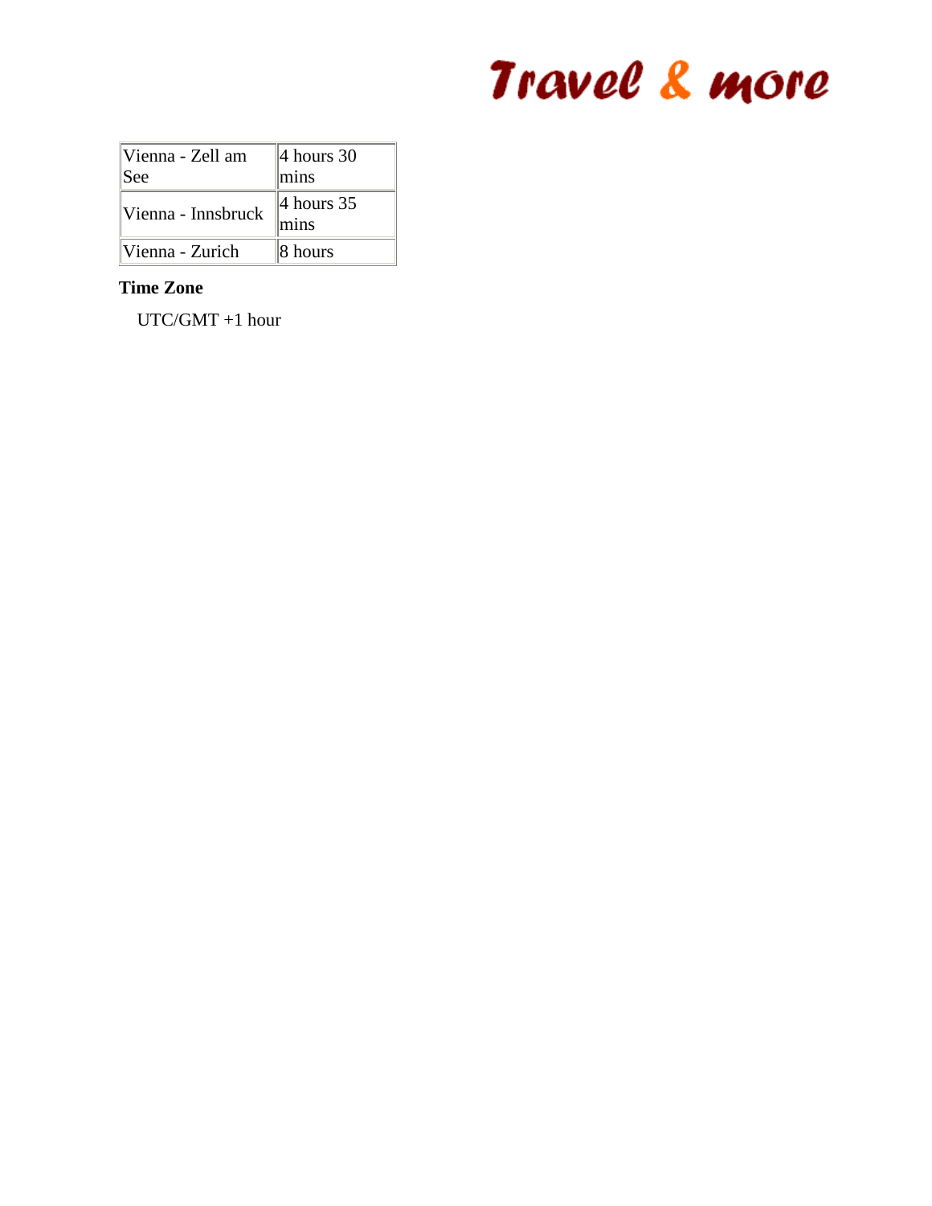| | |
|---|---|
| Vienna - Zell am See | 4 hours 30 mins |
| Vienna - Innsbruck | 4 hours 35 mins |
| Vienna - Zurich | 8 hours |

**Time Zone**

UTC/GMT +1 hour